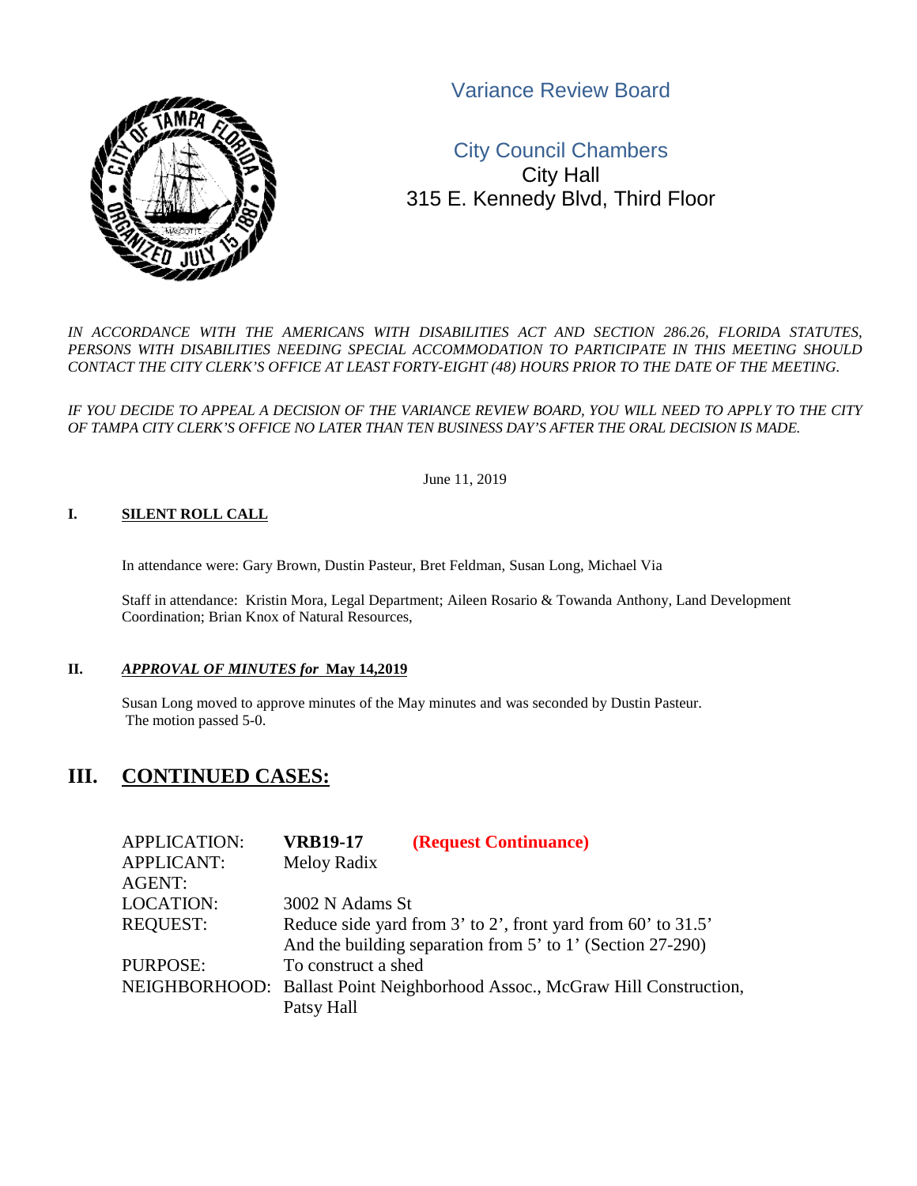# Variance Review Board

## City Council Chambers

City Hall
315 E. Kennedy Blvd, Third Floor

*IN ACCORDANCE WITH THE AMERICANS WITH DISABILITIES ACT AND SECTION 286.26, FLORIDA STATUTES, PERSONS WITH DISABILITIES NEEDING SPECIAL ACCOMMODATION TO PARTICIPATE IN THIS MEETING SHOULD CONTACT THE CITY CLERK'S OFFICE AT LEAST FORTY-EIGHT (48) HOURS PRIOR TO THE DATE OF THE MEETING.*

*IF YOU DECIDE TO APPEAL A DECISION OF THE VARIANCE REVIEW BOARD, YOU WILL NEED TO APPLY TO THE CITY OF TAMPA CITY CLERK'S OFFICE NO LATER THAN TEN BUSINESS DAY'S AFTER THE ORAL DECISION IS MADE.*

June 11, 2019

**I. SILENT ROLL CALL**

In attendance were: Gary Brown, Dustin Pasteur, Bret Feldman, Susan Long, Michael Via

Staff in attendance: Kristin Mora, Legal Department; Aileen Rosario & Towanda Anthony, Land Development Coordination; Brian Knox of Natural Resources,

**II. *APPROVAL OF MINUTES for* May 14,2019**

Susan Long moved to approve minutes of the May minutes and was seconded by Dustin Pasteur. The motion passed 5-0.

## III. CONTINUED CASES:

APPLICATION: **VRB19-17** **(Request Continuance)**
APPLICANT: Meloy Radix
AGENT:
LOCATION: 3002 N Adams St
REQUEST: Reduce side yard from 3' to 2', front yard from 60' to 31.5' And the building separation from 5' to 1' (Section 27-290)
PURPOSE: To construct a shed
NEIGHBORHOOD: Ballast Point Neighborhood Assoc., McGraw Hill Construction, Patsy Hall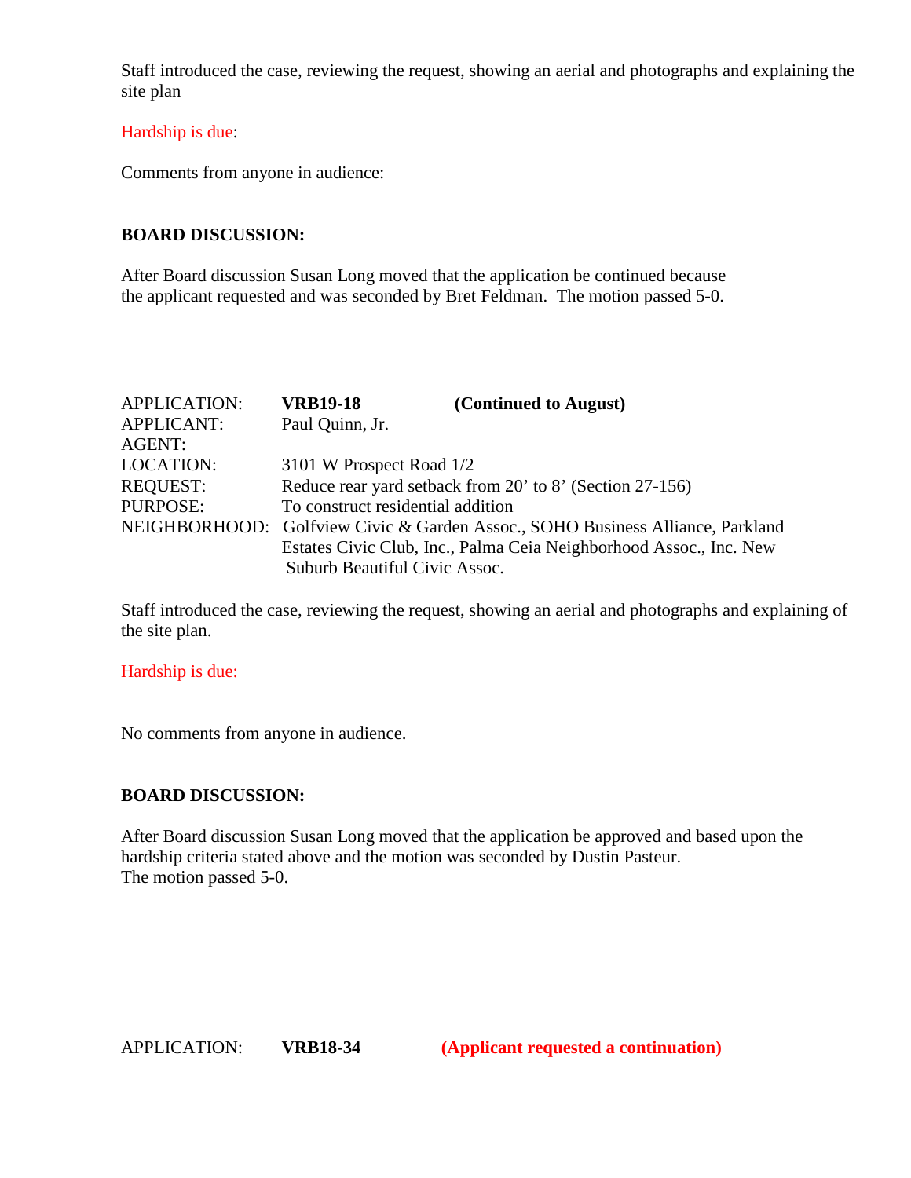Staff introduced the case, reviewing the request, showing an aerial and photographs and explaining the site plan

Hardship is due:

Comments from anyone in audience:

**BOARD DISCUSSION:**

After Board discussion Susan Long moved that the application be continued because the applicant requested and was seconded by Bret Feldman. The motion passed 5-0.

| | | |
|---|---|---|
| APPLICATION: | **VRB19-18** | **(Continued to August)** |
| APPLICANT: | Paul Quinn, Jr. | |
| AGENT: | | |
| LOCATION: | 3101 W Prospect Road 1/2 | |
| REQUEST: | Reduce rear yard setback from 20' to 8' (Section 27-156) | |
| PURPOSE: | To construct residential addition | |
| NEIGHBORHOOD: | Golfview Civic & Garden Assoc., SOHO Business Alliance, Parkland Estates Civic Club, Inc., Palma Ceia Neighborhood Assoc., Inc. New Suburb Beautiful Civic Assoc. | |

Staff introduced the case, reviewing the request, showing an aerial and photographs and explaining of the site plan.

Hardship is due:

No comments from anyone in audience.

**BOARD DISCUSSION:**

After Board discussion Susan Long moved that the application be approved and based upon the hardship criteria stated above and the motion was seconded by Dustin Pasteur.
The motion passed 5-0.

APPLICATION: **VRB18-34** **(Applicant requested a continuation)**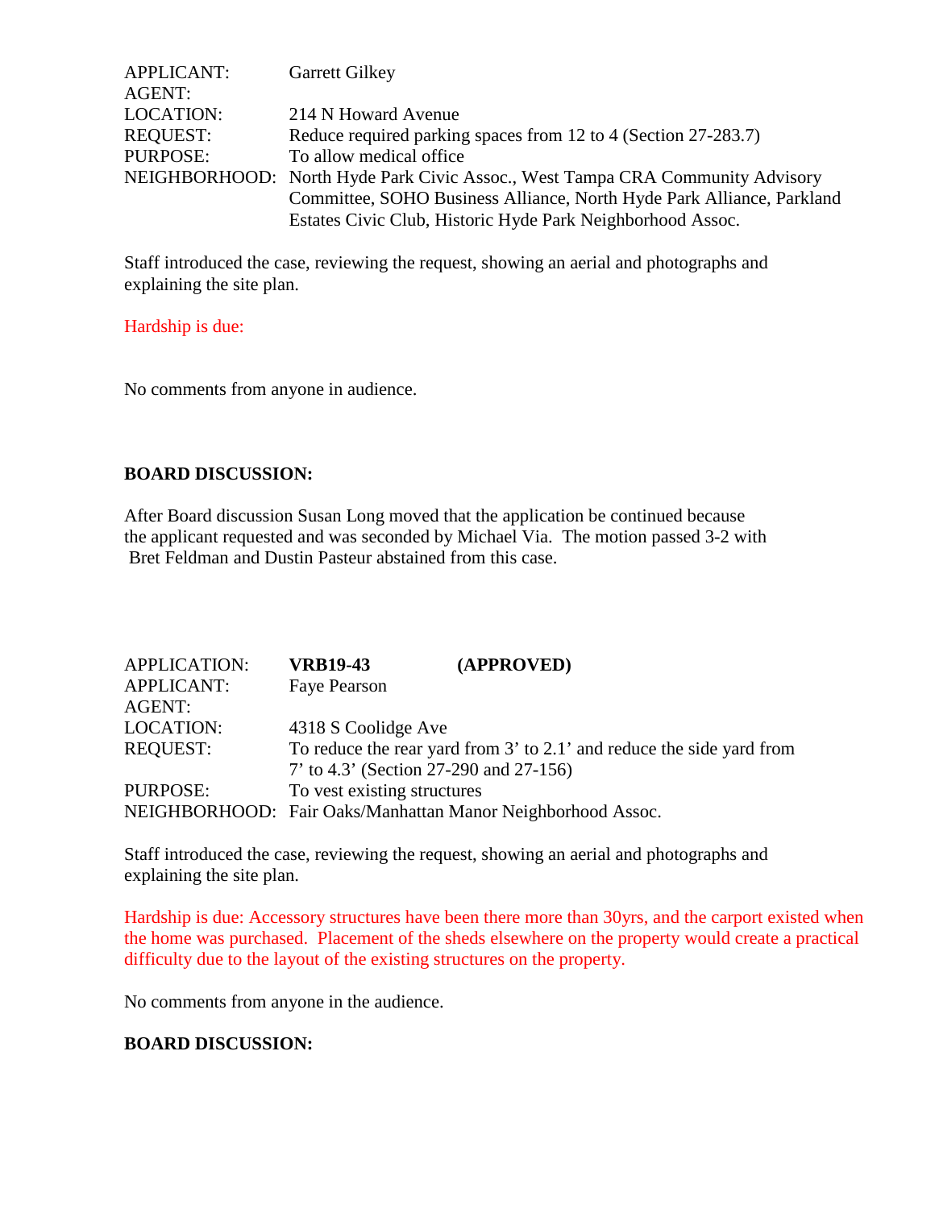APPLICANT: Garrett Gilkey
AGENT:
LOCATION: 214 N Howard Avenue
REQUEST: Reduce required parking spaces from 12 to 4 (Section 27-283.7)
PURPOSE: To allow medical office
NEIGHBORHOOD: North Hyde Park Civic Assoc., West Tampa CRA Community Advisory Committee, SOHO Business Alliance, North Hyde Park Alliance, Parkland Estates Civic Club, Historic Hyde Park Neighborhood Assoc.

Staff introduced the case, reviewing the request, showing an aerial and photographs and explaining the site plan.

Hardship is due:

No comments from anyone in audience.

**BOARD DISCUSSION:**

After Board discussion Susan Long moved that the application be continued because the applicant requested and was seconded by Michael Via. The motion passed 3-2 with Bret Feldman and Dustin Pasteur abstained from this case.

APPLICATION: **VRB19-43** **(APPROVED)**
APPLICANT: Faye Pearson
AGENT:
LOCATION: 4318 S Coolidge Ave
REQUEST: To reduce the rear yard from 3' to 2.1' and reduce the side yard from 7' to 4.3' (Section 27-290 and 27-156)
PURPOSE: To vest existing structures
NEIGHBORHOOD: Fair Oaks/Manhattan Manor Neighborhood Assoc.

Staff introduced the case, reviewing the request, showing an aerial and photographs and explaining the site plan.

Hardship is due: Accessory structures have been there more than 30yrs, and the carport existed when the home was purchased. Placement of the sheds elsewhere on the property would create a practical difficulty due to the layout of the existing structures on the property.

No comments from anyone in the audience.

**BOARD DISCUSSION:**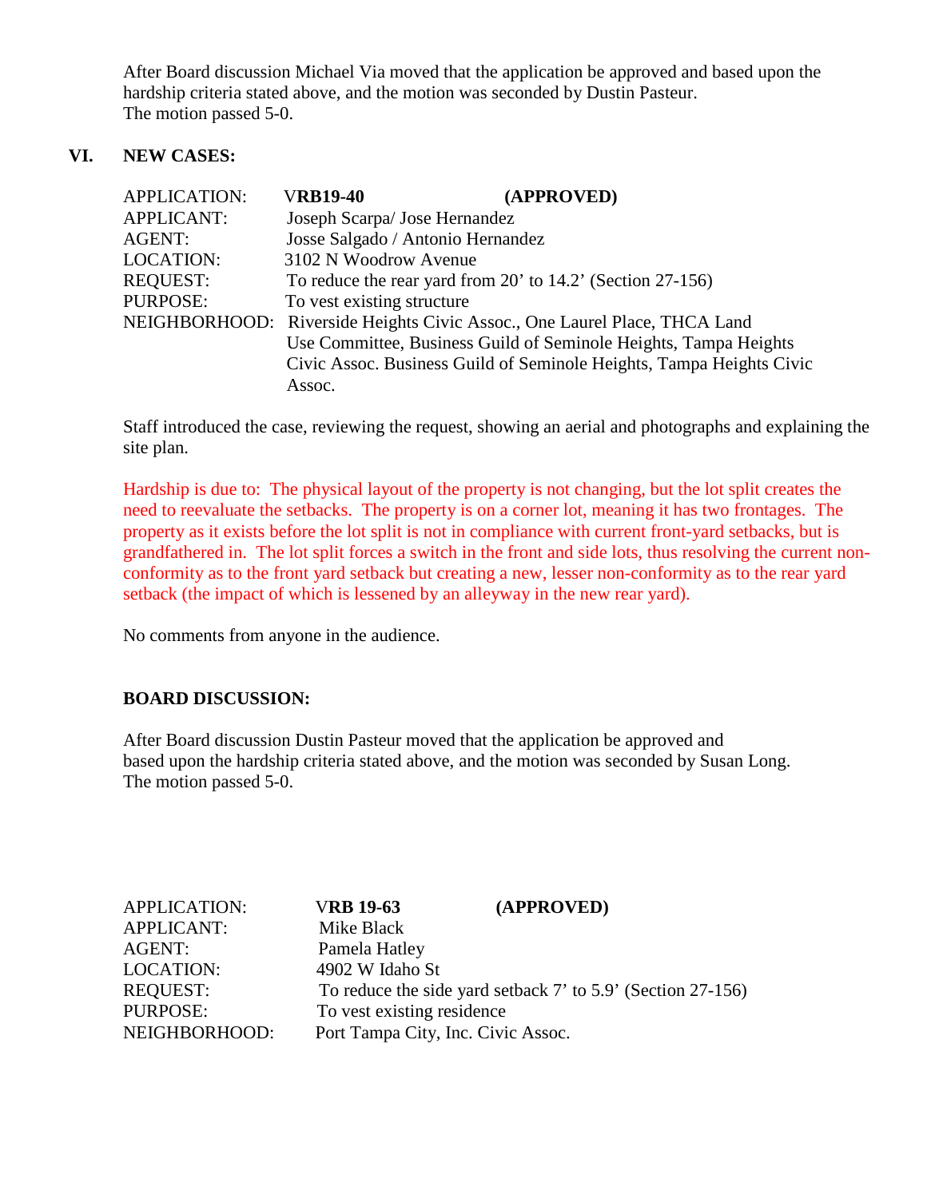After Board discussion Michael Via moved that the application be approved and based upon the hardship criteria stated above, and the motion was seconded by Dustin Pasteur.
The motion passed 5-0.

## VI. NEW CASES:

APPLICATION: **VRB19-40** **(APPROVED)**
APPLICANT: Joseph Scarpa/ Jose Hernandez
AGENT: Josse Salgado / Antonio Hernandez
LOCATION: 3102 N Woodrow Avenue
REQUEST: To reduce the rear yard from 20' to 14.2' (Section 27-156)
PURPOSE: To vest existing structure
NEIGHBORHOOD: Riverside Heights Civic Assoc., One Laurel Place, THCA Land Use Committee, Business Guild of Seminole Heights, Tampa Heights Civic Assoc. Business Guild of Seminole Heights, Tampa Heights Civic Assoc.

Staff introduced the case, reviewing the request, showing an aerial and photographs and explaining the site plan.

Hardship is due to: The physical layout of the property is not changing, but the lot split creates the need to reevaluate the setbacks. The property is on a corner lot, meaning it has two frontages. The property as it exists before the lot split is not in compliance with current front-yard setbacks, but is grandfathered in. The lot split forces a switch in the front and side lots, thus resolving the current non-conformity as to the front yard setback but creating a new, lesser non-conformity as to the rear yard setback (the impact of which is lessened by an alleyway in the new rear yard).

No comments from anyone in the audience.

**BOARD DISCUSSION:**

After Board discussion Dustin Pasteur moved that the application be approved and based upon the hardship criteria stated above, and the motion was seconded by Susan Long.
The motion passed 5-0.

APPLICATION: **VRB 19-63** **(APPROVED)**
APPLICANT: Mike Black
AGENT: Pamela Hatley
LOCATION: 4902 W Idaho St
REQUEST: To reduce the side yard setback 7' to 5.9' (Section 27-156)
PURPOSE: To vest existing residence
NEIGHBORHOOD: Port Tampa City, Inc. Civic Assoc.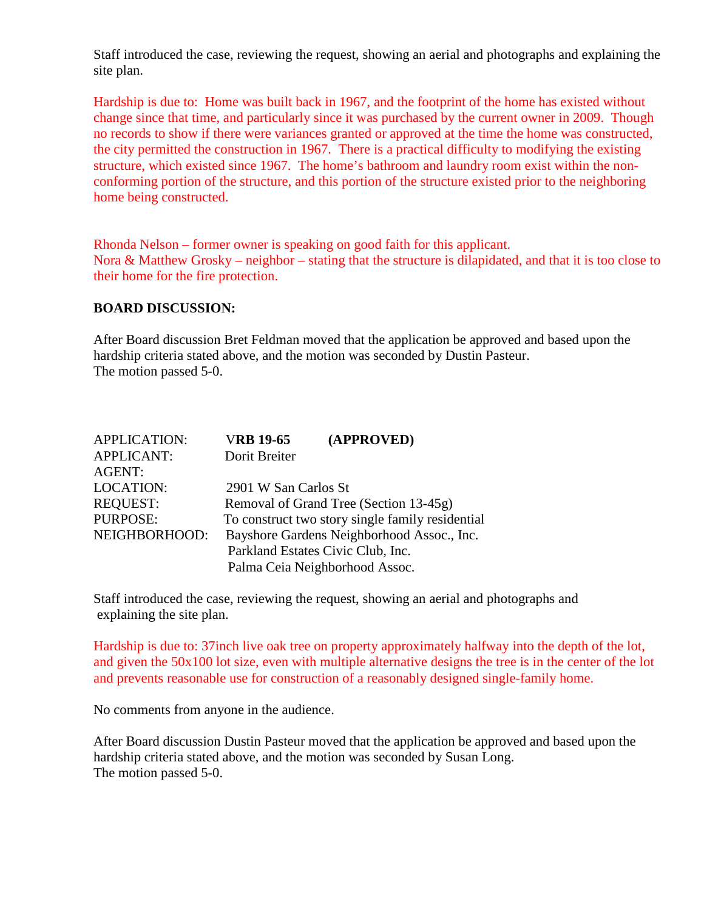Staff introduced the case, reviewing the request, showing an aerial and photographs and explaining the site plan.

Hardship is due to: Home was built back in 1967, and the footprint of the home has existed without change since that time, and particularly since it was purchased by the current owner in 2009. Though no records to show if there were variances granted or approved at the time the home was constructed, the city permitted the construction in 1967. There is a practical difficulty to modifying the existing structure, which existed since 1967. The home's bathroom and laundry room exist within the non-conforming portion of the structure, and this portion of the structure existed prior to the neighboring home being constructed.

Rhonda Nelson – former owner is speaking on good faith for this applicant.
Nora & Matthew Grosky – neighbor – stating that the structure is dilapidated, and that it is too close to their home for the fire protection.

**BOARD DISCUSSION:**

After Board discussion Bret Feldman moved that the application be approved and based upon the hardship criteria stated above, and the motion was seconded by Dustin Pasteur.
The motion passed 5-0.

| | |
|---|---|
| APPLICATION: | V**RB 19-65** **(APPROVED)** |
| APPLICANT: | Dorit Breiter |
| AGENT: | |
| LOCATION: | 2901 W San Carlos St |
| REQUEST: | Removal of Grand Tree (Section 13-45g) |
| PURPOSE: | To construct two story single family residential |
| NEIGHBORHOOD: | Bayshore Gardens Neighborhood Assoc., Inc.<br>Parkland Estates Civic Club, Inc.<br>Palma Ceia Neighborhood Assoc. |

Staff introduced the case, reviewing the request, showing an aerial and photographs and explaining the site plan.

Hardship is due to: 37inch live oak tree on property approximately halfway into the depth of the lot, and given the 50x100 lot size, even with multiple alternative designs the tree is in the center of the lot and prevents reasonable use for construction of a reasonably designed single-family home.

No comments from anyone in the audience.

After Board discussion Dustin Pasteur moved that the application be approved and based upon the hardship criteria stated above, and the motion was seconded by Susan Long.
The motion passed 5-0.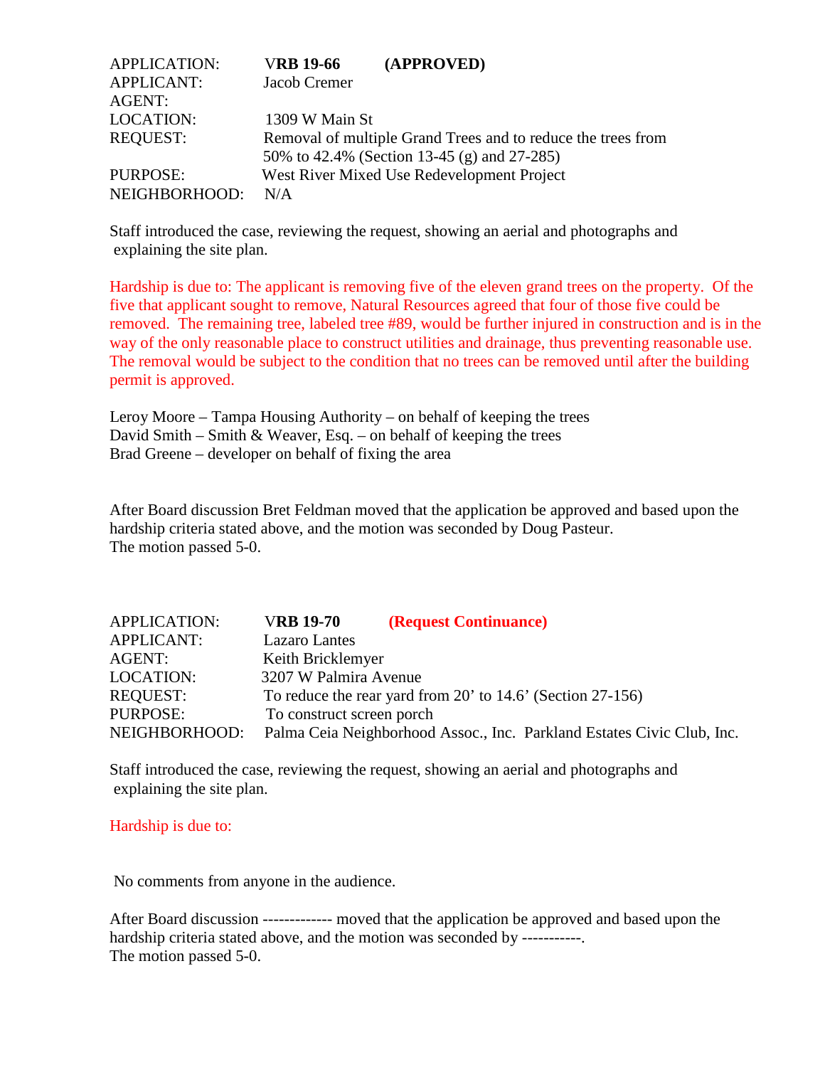| | | |
|---|---|---|
| APPLICATION: | **VRB 19-66** | **(APPROVED)** |
| APPLICANT: | Jacob Cremer | |
| AGENT: | | |
| LOCATION: | 1309 W Main St | |
| REQUEST: | Removal of multiple Grand Trees and to reduce the trees from 50% to 42.4% (Section 13-45 (g) and 27-285) | |
| PURPOSE: | West River Mixed Use Redevelopment Project | |
| NEIGHBORHOOD: | N/A | |

Staff introduced the case, reviewing the request, showing an aerial and photographs and explaining the site plan.

Hardship is due to: The applicant is removing five of the eleven grand trees on the property. Of the five that applicant sought to remove, Natural Resources agreed that four of those five could be removed. The remaining tree, labeled tree #89, would be further injured in construction and is in the way of the only reasonable place to construct utilities and drainage, thus preventing reasonable use. The removal would be subject to the condition that no trees can be removed until after the building permit is approved.

Leroy Moore – Tampa Housing Authority – on behalf of keeping the trees
David Smith – Smith & Weaver, Esq. – on behalf of keeping the trees
Brad Greene – developer on behalf of fixing the area

After Board discussion Bret Feldman moved that the application be approved and based upon the hardship criteria stated above, and the motion was seconded by Doug Pasteur.
The motion passed 5-0.

| | | |
|---|---|---|
| APPLICATION: | **VRB 19-70** | **(Request Continuance)** |
| APPLICANT: | Lazaro Lantes | |
| AGENT: | Keith Bricklemyer | |
| LOCATION: | 3207 W Palmira Avenue | |
| REQUEST: | To reduce the rear yard from 20' to 14.6' (Section 27-156) | |
| PURPOSE: | To construct screen porch | |
| NEIGHBORHOOD: | Palma Ceia Neighborhood Assoc., Inc. Parkland Estates Civic Club, Inc. | |

Staff introduced the case, reviewing the request, showing an aerial and photographs and explaining the site plan.

Hardship is due to:

No comments from anyone in the audience.

After Board discussion ------------- moved that the application be approved and based upon the hardship criteria stated above, and the motion was seconded by -----------.
The motion passed 5-0.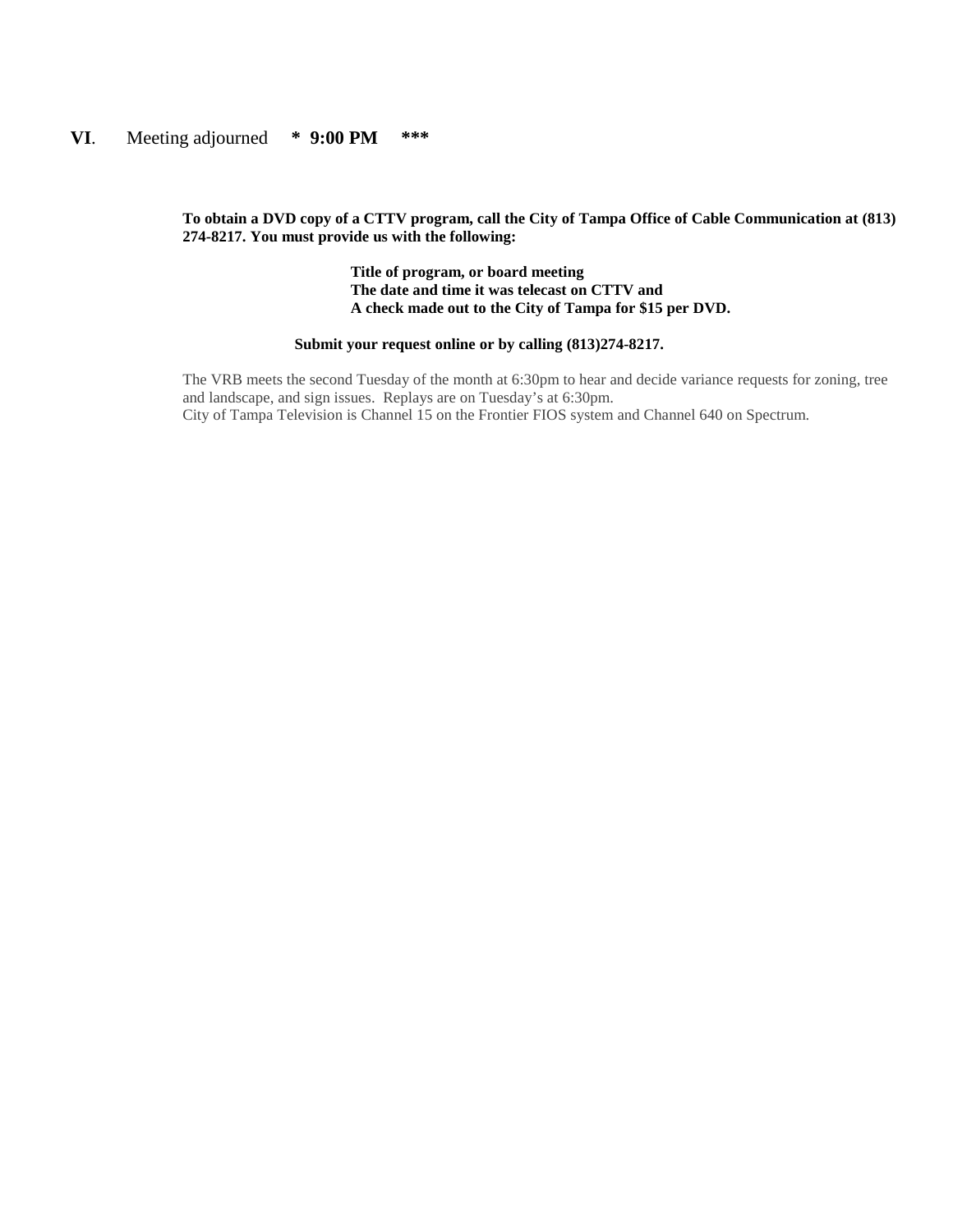**VI**. Meeting adjourned **\* 9:00 PM \*\*\***

**To obtain a DVD copy of a CTTV program, call the City of Tampa Office of Cable Communication at (813) 274-8217. You must provide us with the following:**

**Title of program, or board meeting**
**The date and time it was telecast on CTTV and**
**A check made out to the City of Tampa for $15 per DVD.**

**Submit your request online or by calling (813)274-8217.**

The VRB meets the second Tuesday of the month at 6:30pm to hear and decide variance requests for zoning, tree and landscape, and sign issues. Replays are on Tuesday's at 6:30pm.
City of Tampa Television is Channel 15 on the Frontier FIOS system and Channel 640 on Spectrum.